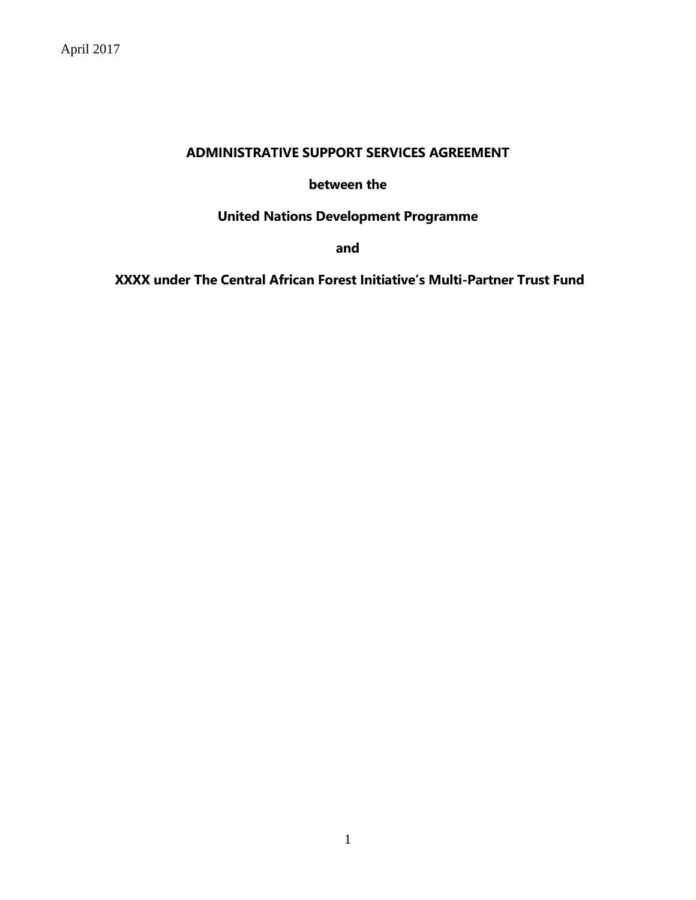April 2017

**ADMINISTRATIVE SUPPORT SERVICES AGREEMENT**

**between the**

**United Nations Development Programme**

**and**

**XXXX under The Central African Forest Initiative's Multi-Partner Trust Fund**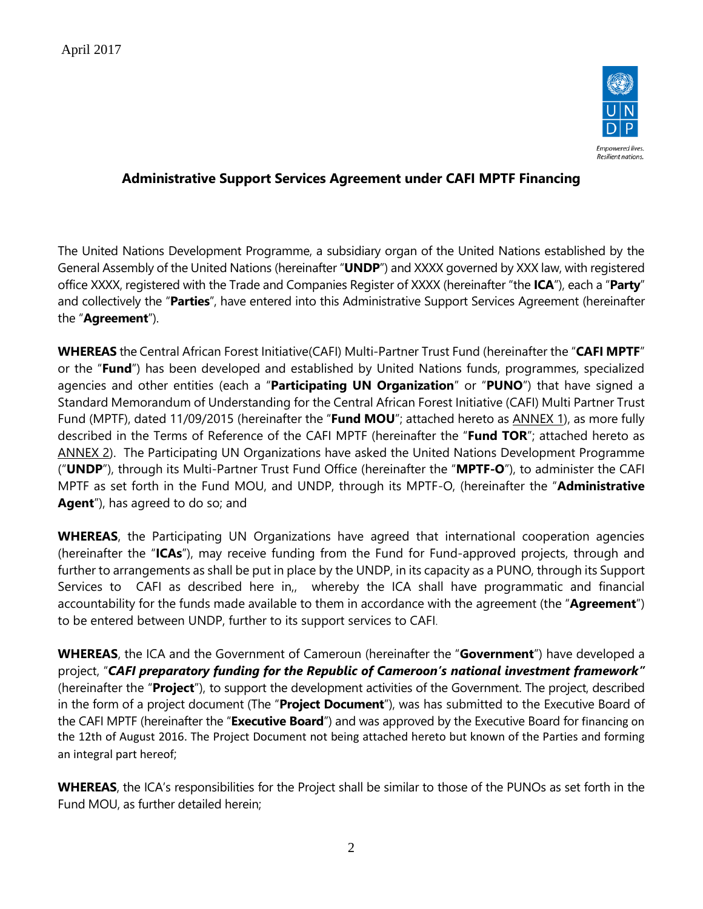April 2017

## Administrative Support Services Agreement under CAFI MPTF Financing

The United Nations Development Programme, a subsidiary organ of the United Nations established by the General Assembly of the United Nations (hereinafter "**UNDP**") and XXXX governed by XXX law, with registered office XXXX, registered with the Trade and Companies Register of XXXX (hereinafter "the **ICA**"), each a "**Party**" and collectively the "**Parties**", have entered into this Administrative Support Services Agreement (hereinafter the "**Agreement**").

**WHEREAS** the Central African Forest Initiative(CAFI) Multi-Partner Trust Fund (hereinafter the "**CAFI MPTF**" or the "**Fund**") has been developed and established by United Nations funds, programmes, specialized agencies and other entities (each a "**Participating UN Organization**" or "**PUNO**") that have signed a Standard Memorandum of Understanding for the Central African Forest Initiative (CAFI) Multi Partner Trust Fund (MPTF), dated 11/09/2015 (hereinafter the "**Fund MOU**"; attached hereto as ANNEX 1), as more fully described in the Terms of Reference of the CAFI MPTF (hereinafter the "**Fund TOR**"; attached hereto as ANNEX 2). The Participating UN Organizations have asked the United Nations Development Programme ("**UNDP**"), through its Multi-Partner Trust Fund Office (hereinafter the "**MPTF-O**"), to administer the CAFI MPTF as set forth in the Fund MOU, and UNDP, through its MPTF-O, (hereinafter the "**Administrative Agent**"), has agreed to do so; and

**WHEREAS**, the Participating UN Organizations have agreed that international cooperation agencies (hereinafter the "**ICAs**"), may receive funding from the Fund for Fund-approved projects, through and further to arrangements as shall be put in place by the UNDP, in its capacity as a PUNO, through its Support Services to CAFI as described here in,, whereby the ICA shall have programmatic and financial accountability for the funds made available to them in accordance with the agreement (the "**Agreement**") to be entered between UNDP, further to its support services to CAFI.

**WHEREAS**, the ICA and the Government of Cameroun (hereinafter the "**Government**") have developed a project, "***CAFI preparatory funding for the Republic of Cameroon's national investment framework"*** (hereinafter the "**Project**"), to support the development activities of the Government. The project, described in the form of a project document (The "**Project Document**"), was has submitted to the Executive Board of the CAFI MPTF (hereinafter the "**Executive Board**") and was approved by the Executive Board for financing on the 12th of August 2016. The Project Document not being attached hereto but known of the Parties and forming an integral part hereof;

**WHEREAS**, the ICA's responsibilities for the Project shall be similar to those of the PUNOs as set forth in the Fund MOU, as further detailed herein;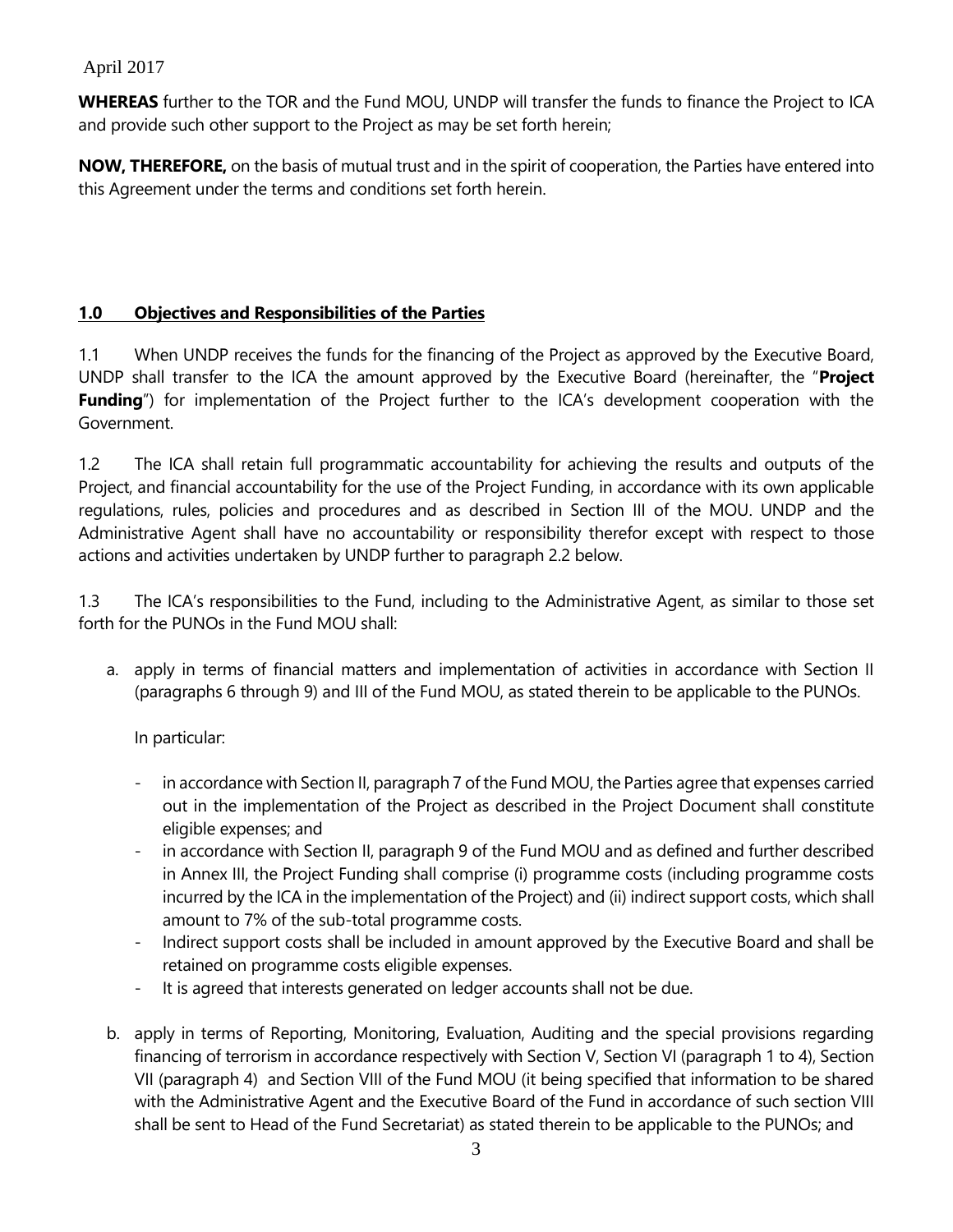**WHEREAS** further to the TOR and the Fund MOU, UNDP will transfer the funds to finance the Project to ICA and provide such other support to the Project as may be set forth herein;

**NOW, THEREFORE,** on the basis of mutual trust and in the spirit of cooperation, the Parties have entered into this Agreement under the terms and conditions set forth herein.

## 1.0 Objectives and Responsibilities of the Parties

1.1 When UNDP receives the funds for the financing of the Project as approved by the Executive Board, UNDP shall transfer to the ICA the amount approved by the Executive Board (hereinafter, the "**Project Funding**") for implementation of the Project further to the ICA's development cooperation with the Government.

1.2 The ICA shall retain full programmatic accountability for achieving the results and outputs of the Project, and financial accountability for the use of the Project Funding, in accordance with its own applicable regulations, rules, policies and procedures and as described in Section III of the MOU. UNDP and the Administrative Agent shall have no accountability or responsibility therefor except with respect to those actions and activities undertaken by UNDP further to paragraph 2.2 below.

1.3 The ICA's responsibilities to the Fund, including to the Administrative Agent, as similar to those set forth for the PUNOs in the Fund MOU shall:

a. apply in terms of financial matters and implementation of activities in accordance with Section II (paragraphs 6 through 9) and III of the Fund MOU, as stated therein to be applicable to the PUNOs.

   In particular:

   - in accordance with Section II, paragraph 7 of the Fund MOU, the Parties agree that expenses carried out in the implementation of the Project as described in the Project Document shall constitute eligible expenses; and
   - in accordance with Section II, paragraph 9 of the Fund MOU and as defined and further described in Annex III, the Project Funding shall comprise (i) programme costs (including programme costs incurred by the ICA in the implementation of the Project) and (ii) indirect support costs, which shall amount to 7% of the sub-total programme costs.
   - Indirect support costs shall be included in amount approved by the Executive Board and shall be retained on programme costs eligible expenses.
   - It is agreed that interests generated on ledger accounts shall not be due.

b. apply in terms of Reporting, Monitoring, Evaluation, Auditing and the special provisions regarding financing of terrorism in accordance respectively with Section V, Section VI (paragraph 1 to 4), Section VII (paragraph 4) and Section VIII of the Fund MOU (it being specified that information to be shared with the Administrative Agent and the Executive Board of the Fund in accordance of such section VIII shall be sent to Head of the Fund Secretariat) as stated therein to be applicable to the PUNOs; and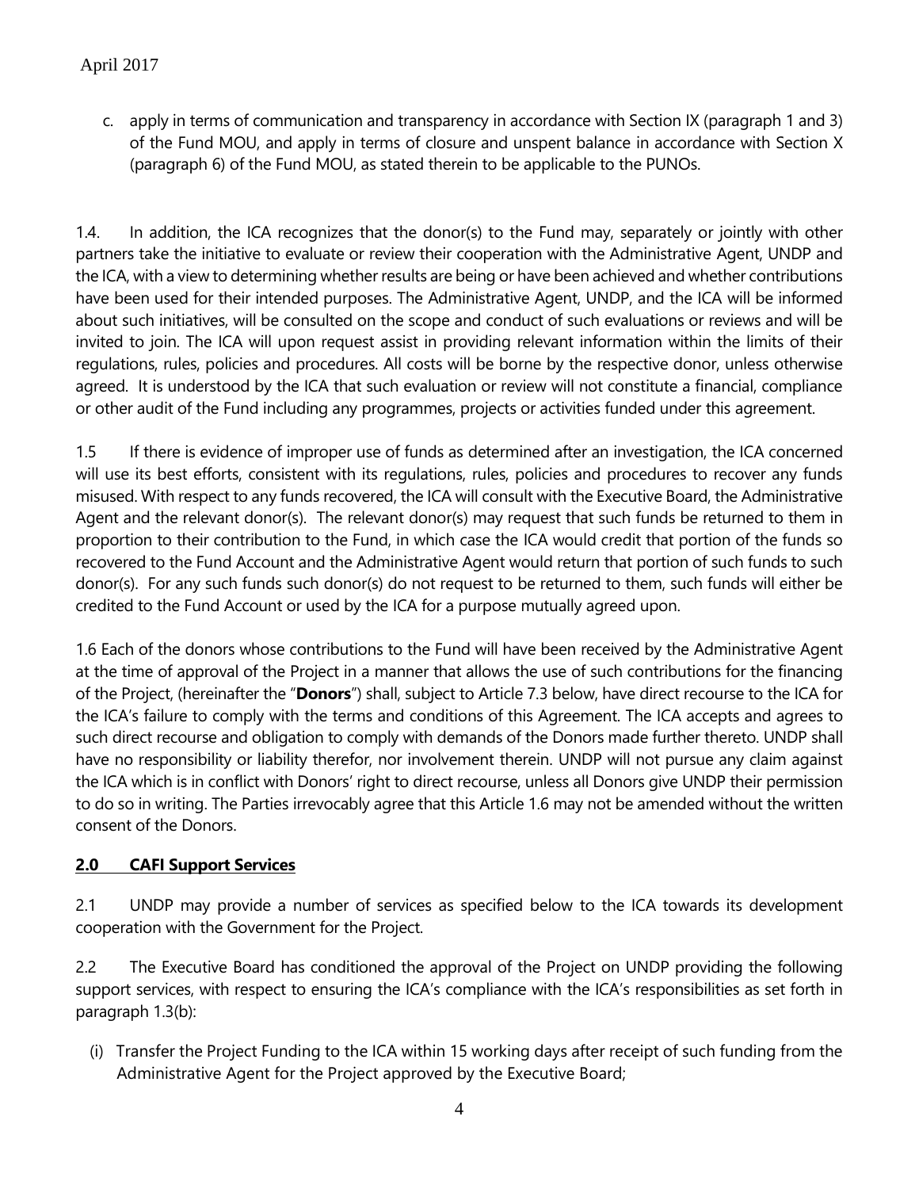c. apply in terms of communication and transparency in accordance with Section IX (paragraph 1 and 3) of the Fund MOU, and apply in terms of closure and unspent balance in accordance with Section X (paragraph 6) of the Fund MOU, as stated therein to be applicable to the PUNOs.

1.4. In addition, the ICA recognizes that the donor(s) to the Fund may, separately or jointly with other partners take the initiative to evaluate or review their cooperation with the Administrative Agent, UNDP and the ICA, with a view to determining whether results are being or have been achieved and whether contributions have been used for their intended purposes. The Administrative Agent, UNDP, and the ICA will be informed about such initiatives, will be consulted on the scope and conduct of such evaluations or reviews and will be invited to join. The ICA will upon request assist in providing relevant information within the limits of their regulations, rules, policies and procedures. All costs will be borne by the respective donor, unless otherwise agreed. It is understood by the ICA that such evaluation or review will not constitute a financial, compliance or other audit of the Fund including any programmes, projects or activities funded under this agreement.

1.5 If there is evidence of improper use of funds as determined after an investigation, the ICA concerned will use its best efforts, consistent with its regulations, rules, policies and procedures to recover any funds misused. With respect to any funds recovered, the ICA will consult with the Executive Board, the Administrative Agent and the relevant donor(s). The relevant donor(s) may request that such funds be returned to them in proportion to their contribution to the Fund, in which case the ICA would credit that portion of the funds so recovered to the Fund Account and the Administrative Agent would return that portion of such funds to such donor(s). For any such funds such donor(s) do not request to be returned to them, such funds will either be credited to the Fund Account or used by the ICA for a purpose mutually agreed upon.

1.6 Each of the donors whose contributions to the Fund will have been received by the Administrative Agent at the time of approval of the Project in a manner that allows the use of such contributions for the financing of the Project, (hereinafter the "**Donors**") shall, subject to Article 7.3 below, have direct recourse to the ICA for the ICA's failure to comply with the terms and conditions of this Agreement. The ICA accepts and agrees to such direct recourse and obligation to comply with demands of the Donors made further thereto. UNDP shall have no responsibility or liability therefor, nor involvement therein. UNDP will not pursue any claim against the ICA which is in conflict with Donors' right to direct recourse, unless all Donors give UNDP their permission to do so in writing. The Parties irrevocably agree that this Article 1.6 may not be amended without the written consent of the Donors.

## 2.0 CAFI Support Services

2.1 UNDP may provide a number of services as specified below to the ICA towards its development cooperation with the Government for the Project.

2.2 The Executive Board has conditioned the approval of the Project on UNDP providing the following support services, with respect to ensuring the ICA's compliance with the ICA's responsibilities as set forth in paragraph 1.3(b):

(i) Transfer the Project Funding to the ICA within 15 working days after receipt of such funding from the Administrative Agent for the Project approved by the Executive Board;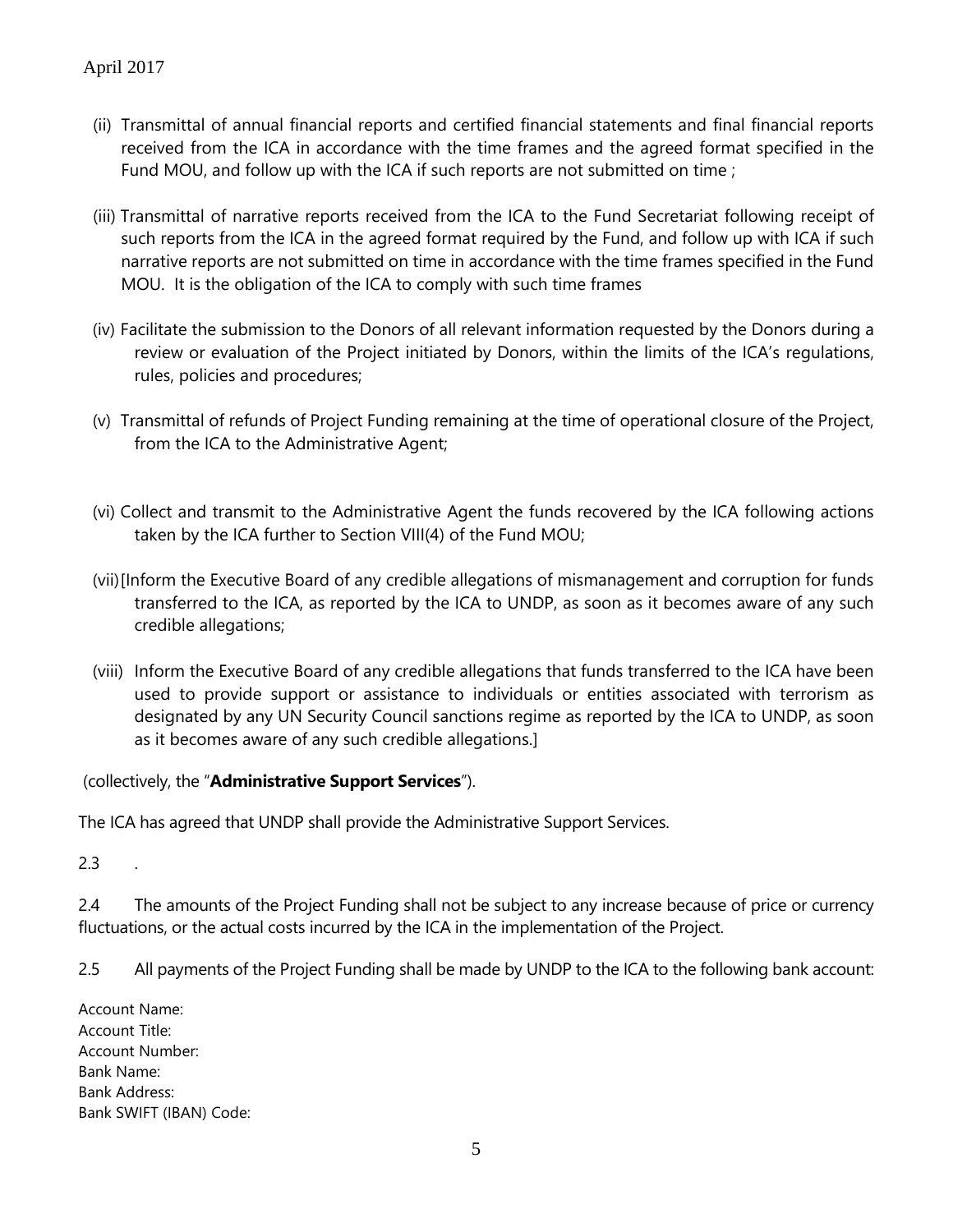(ii) Transmittal of annual financial reports and certified financial statements and final financial reports received from the ICA in accordance with the time frames and the agreed format specified in the Fund MOU, and follow up with the ICA if such reports are not submitted on time ;

(iii) Transmittal of narrative reports received from the ICA to the Fund Secretariat following receipt of such reports from the ICA in the agreed format required by the Fund, and follow up with ICA if such narrative reports are not submitted on time in accordance with the time frames specified in the Fund MOU. It is the obligation of the ICA to comply with such time frames

(iv) Facilitate the submission to the Donors of all relevant information requested by the Donors during a review or evaluation of the Project initiated by Donors, within the limits of the ICA's regulations, rules, policies and procedures;

(v) Transmittal of refunds of Project Funding remaining at the time of operational closure of the Project, from the ICA to the Administrative Agent;

(vi) Collect and transmit to the Administrative Agent the funds recovered by the ICA following actions taken by the ICA further to Section VIII(4) of the Fund MOU;

(vii) [Inform the Executive Board of any credible allegations of mismanagement and corruption for funds transferred to the ICA, as reported by the ICA to UNDP, as soon as it becomes aware of any such credible allegations;

(viii) Inform the Executive Board of any credible allegations that funds transferred to the ICA have been used to provide support or assistance to individuals or entities associated with terrorism as designated by any UN Security Council sanctions regime as reported by the ICA to UNDP, as soon as it becomes aware of any such credible allegations.]

(collectively, the "**Administrative Support Services**").

The ICA has agreed that UNDP shall provide the Administrative Support Services.

2.3 .

2.4 The amounts of the Project Funding shall not be subject to any increase because of price or currency fluctuations, or the actual costs incurred by the ICA in the implementation of the Project.

2.5 All payments of the Project Funding shall be made by UNDP to the ICA to the following bank account:

Account Name:
Account Title:
Account Number:
Bank Name:
Bank Address:
Bank SWIFT (IBAN) Code: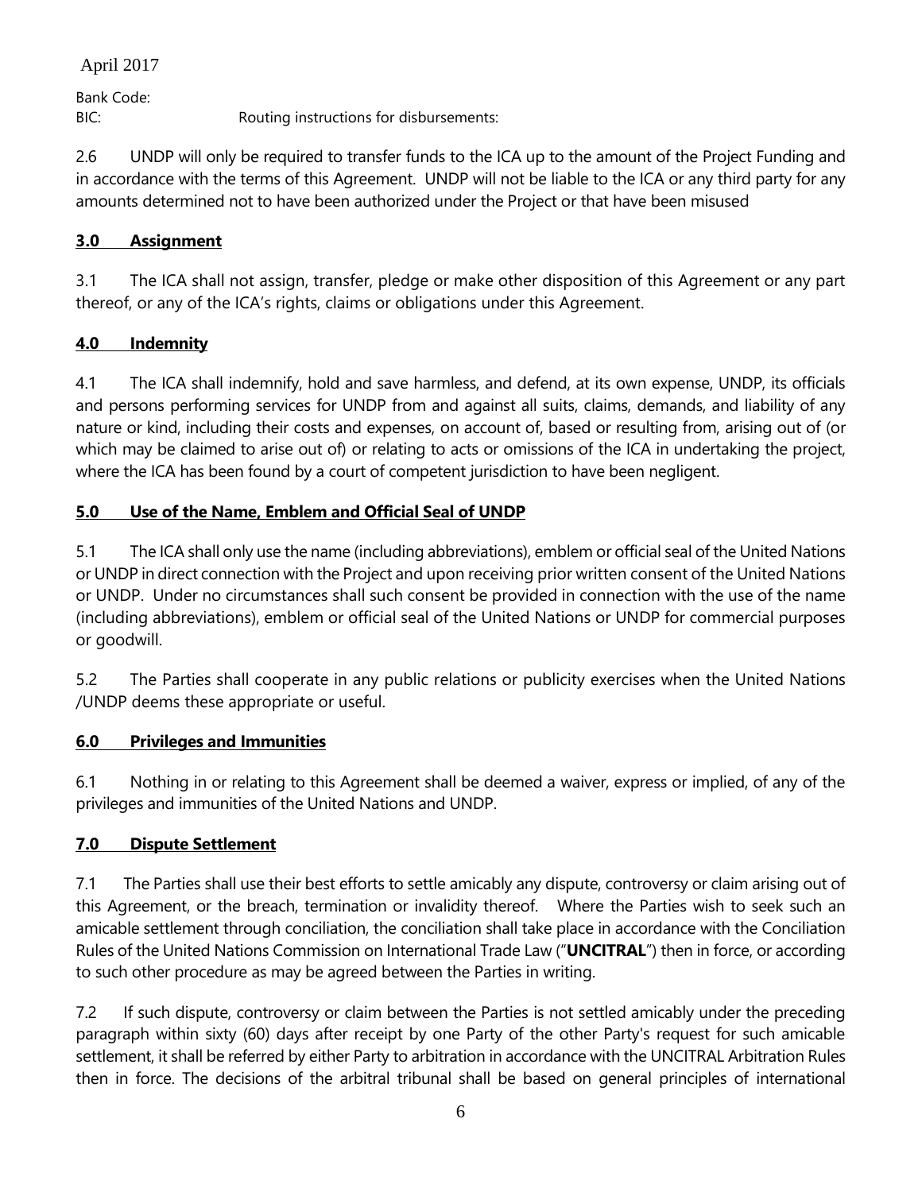Bank Code:
BIC: Routing instructions for disbursements:

2.6 UNDP will only be required to transfer funds to the ICA up to the amount of the Project Funding and in accordance with the terms of this Agreement. UNDP will not be liable to the ICA or any third party for any amounts determined not to have been authorized under the Project or that have been misused

## **<u>3.0 Assignment</u>**

3.1 The ICA shall not assign, transfer, pledge or make other disposition of this Agreement or any part thereof, or any of the ICA's rights, claims or obligations under this Agreement.

## **<u>4.0 Indemnity</u>**

4.1 The ICA shall indemnify, hold and save harmless, and defend, at its own expense, UNDP, its officials and persons performing services for UNDP from and against all suits, claims, demands, and liability of any nature or kind, including their costs and expenses, on account of, based or resulting from, arising out of (or which may be claimed to arise out of) or relating to acts or omissions of the ICA in undertaking the project, where the ICA has been found by a court of competent jurisdiction to have been negligent.

## **<u>5.0 Use of the Name, Emblem and Official Seal of UNDP</u>**

5.1 The ICA shall only use the name (including abbreviations), emblem or official seal of the United Nations or UNDP in direct connection with the Project and upon receiving prior written consent of the United Nations or UNDP. Under no circumstances shall such consent be provided in connection with the use of the name (including abbreviations), emblem or official seal of the United Nations or UNDP for commercial purposes or goodwill.

5.2 The Parties shall cooperate in any public relations or publicity exercises when the United Nations /UNDP deems these appropriate or useful.

## **<u>6.0 Privileges and Immunities</u>**

6.1 Nothing in or relating to this Agreement shall be deemed a waiver, express or implied, of any of the privileges and immunities of the United Nations and UNDP.

## **<u>7.0 Dispute Settlement</u>**

7.1 The Parties shall use their best efforts to settle amicably any dispute, controversy or claim arising out of this Agreement, or the breach, termination or invalidity thereof. Where the Parties wish to seek such an amicable settlement through conciliation, the conciliation shall take place in accordance with the Conciliation Rules of the United Nations Commission on International Trade Law ("**UNCITRAL**") then in force, or according to such other procedure as may be agreed between the Parties in writing.

7.2 If such dispute, controversy or claim between the Parties is not settled amicably under the preceding paragraph within sixty (60) days after receipt by one Party of the other Party's request for such amicable settlement, it shall be referred by either Party to arbitration in accordance with the UNCITRAL Arbitration Rules then in force. The decisions of the arbitral tribunal shall be based on general principles of international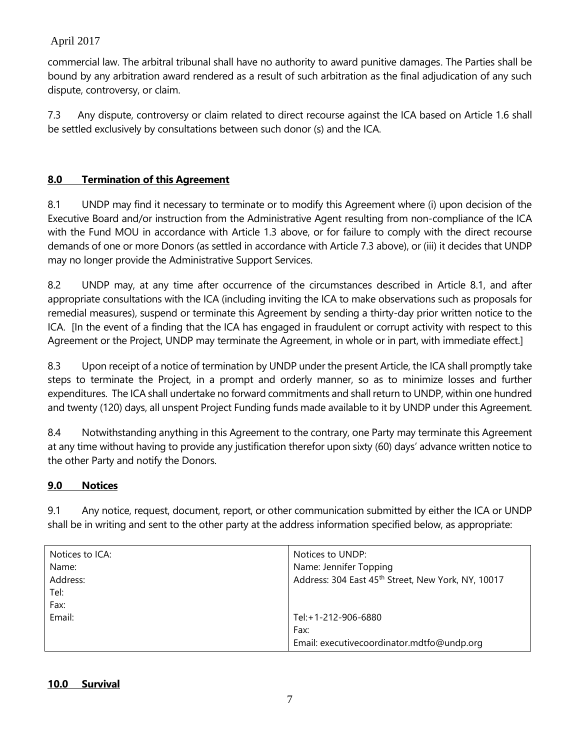commercial law. The arbitral tribunal shall have no authority to award punitive damages. The Parties shall be bound by any arbitration award rendered as a result of such arbitration as the final adjudication of any such dispute, controversy, or claim.

7.3 Any dispute, controversy or claim related to direct recourse against the ICA based on Article 1.6 shall be settled exclusively by consultations between such donor (s) and the ICA.

## 8.0 Termination of this Agreement

8.1 UNDP may find it necessary to terminate or to modify this Agreement where (i) upon decision of the Executive Board and/or instruction from the Administrative Agent resulting from non-compliance of the ICA with the Fund MOU in accordance with Article 1.3 above, or for failure to comply with the direct recourse demands of one or more Donors (as settled in accordance with Article 7.3 above), or (iii) it decides that UNDP may no longer provide the Administrative Support Services.

8.2 UNDP may, at any time after occurrence of the circumstances described in Article 8.1, and after appropriate consultations with the ICA (including inviting the ICA to make observations such as proposals for remedial measures), suspend or terminate this Agreement by sending a thirty-day prior written notice to the ICA. [In the event of a finding that the ICA has engaged in fraudulent or corrupt activity with respect to this Agreement or the Project, UNDP may terminate the Agreement, in whole or in part, with immediate effect.]

8.3 Upon receipt of a notice of termination by UNDP under the present Article, the ICA shall promptly take steps to terminate the Project, in a prompt and orderly manner, so as to minimize losses and further expenditures. The ICA shall undertake no forward commitments and shall return to UNDP, within one hundred and twenty (120) days, all unspent Project Funding funds made available to it by UNDP under this Agreement.

8.4 Notwithstanding anything in this Agreement to the contrary, one Party may terminate this Agreement at any time without having to provide any justification therefor upon sixty (60) days' advance written notice to the other Party and notify the Donors.

## 9.0 Notices

9.1 Any notice, request, document, report, or other communication submitted by either the ICA or UNDP shall be in writing and sent to the other party at the address information specified below, as appropriate:

| Notices to ICA: | Notices to UNDP: |
|---|---|
| Name: | Name: Jennifer Topping |
| Address: | Address: 304 East 45th Street, New York, NY, 10017 |
| Tel: | |
| Fax: | |
| Email: | Tel:+1-212-906-6880 |
| | Fax: |
| | Email: executivecoordinator.mdtfo@undp.org |

## 10.0 Survival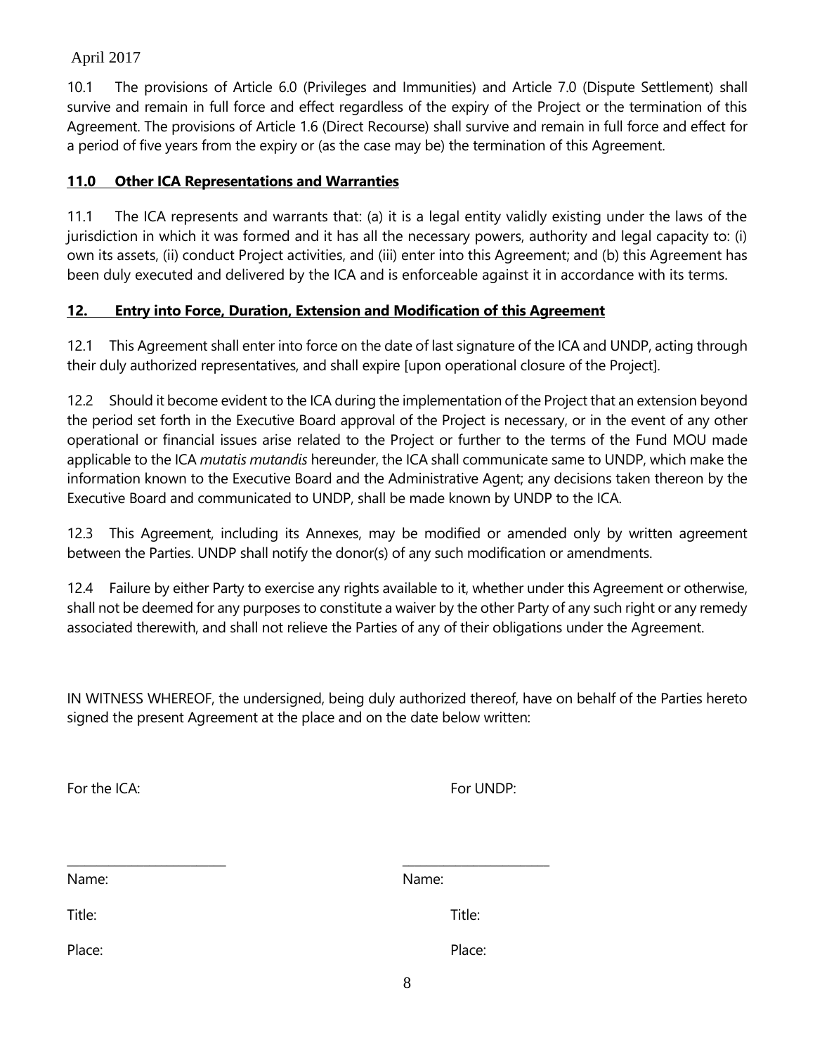10.1 The provisions of Article 6.0 (Privileges and Immunities) and Article 7.0 (Dispute Settlement) shall survive and remain in full force and effect regardless of the expiry of the Project or the termination of this Agreement. The provisions of Article 1.6 (Direct Recourse) shall survive and remain in full force and effect for a period of five years from the expiry or (as the case may be) the termination of this Agreement.

## **<u>11.0 Other ICA Representations and Warranties</u>**

11.1 The ICA represents and warrants that: (a) it is a legal entity validly existing under the laws of the jurisdiction in which it was formed and it has all the necessary powers, authority and legal capacity to: (i) own its assets, (ii) conduct Project activities, and (iii) enter into this Agreement; and (b) this Agreement has been duly executed and delivered by the ICA and is enforceable against it in accordance with its terms.

## **<u>12. Entry into Force, Duration, Extension and Modification of this Agreement</u>**

12.1 This Agreement shall enter into force on the date of last signature of the ICA and UNDP, acting through their duly authorized representatives, and shall expire [upon operational closure of the Project].

12.2 Should it become evident to the ICA during the implementation of the Project that an extension beyond the period set forth in the Executive Board approval of the Project is necessary, or in the event of any other operational or financial issues arise related to the Project or further to the terms of the Fund MOU made applicable to the ICA *mutatis mutandis* hereunder, the ICA shall communicate same to UNDP, which make the information known to the Executive Board and the Administrative Agent; any decisions taken thereon by the Executive Board and communicated to UNDP, shall be made known by UNDP to the ICA.

12.3 This Agreement, including its Annexes, may be modified or amended only by written agreement between the Parties. UNDP shall notify the donor(s) of any such modification or amendments.

12.4 Failure by either Party to exercise any rights available to it, whether under this Agreement or otherwise, shall not be deemed for any purposes to constitute a waiver by the other Party of any such right or any remedy associated therewith, and shall not relieve the Parties of any of their obligations under the Agreement.

IN WITNESS WHEREOF, the undersigned, being duly authorized thereof, have on behalf of the Parties hereto signed the present Agreement at the place and on the date below written:

| For the ICA: | For UNDP: |
|---|---|
| _______________________ | _______________________ |
| Name: | Name: |
| Title: | Title: |
| Place: | Place: |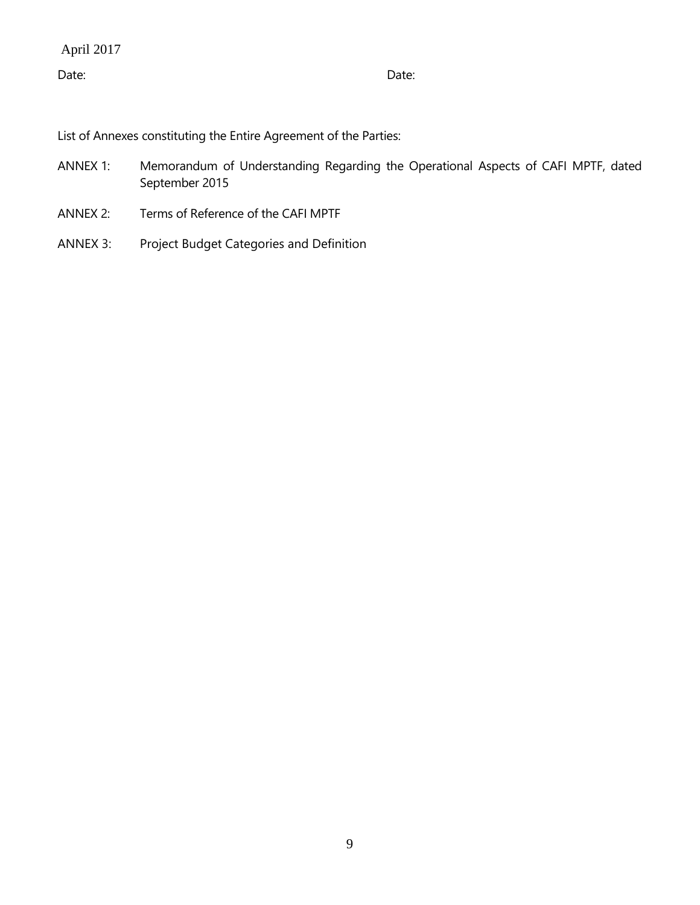April 2017

Date: Date:

List of Annexes constituting the Entire Agreement of the Parties:

ANNEX 1: Memorandum of Understanding Regarding the Operational Aspects of CAFI MPTF, dated September 2015

ANNEX 2: Terms of Reference of the CAFI MPTF

ANNEX 3: Project Budget Categories and Definition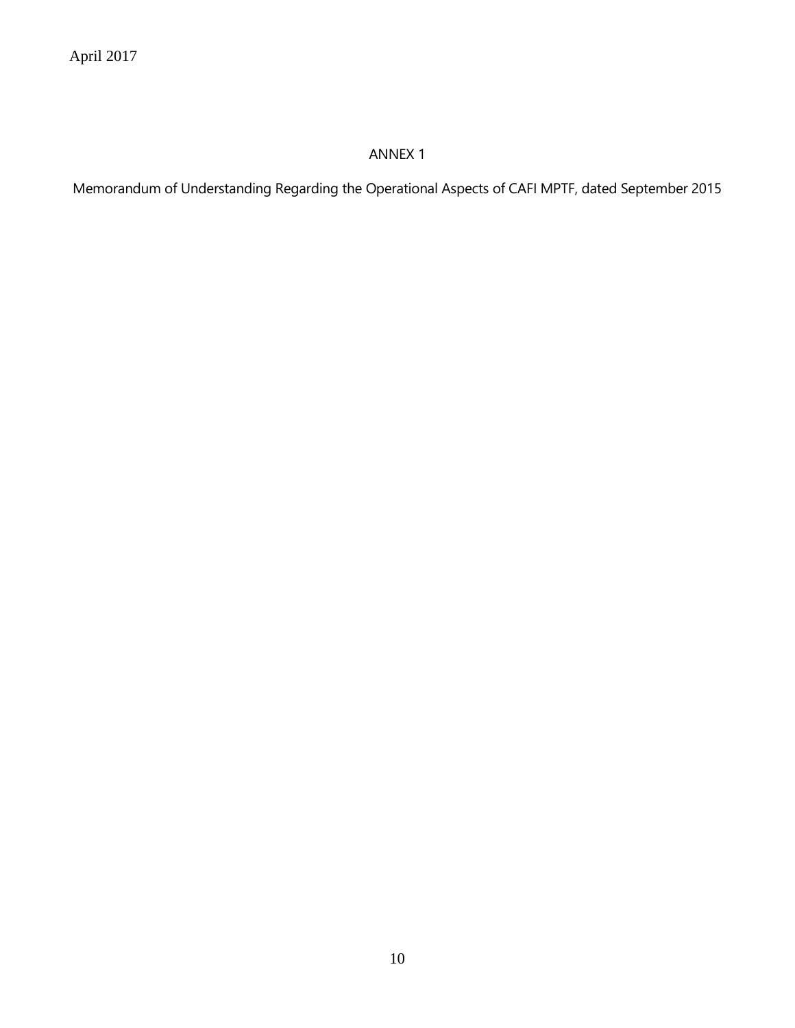# ANNEX 1

Memorandum of Understanding Regarding the Operational Aspects of CAFI MPTF, dated September 2015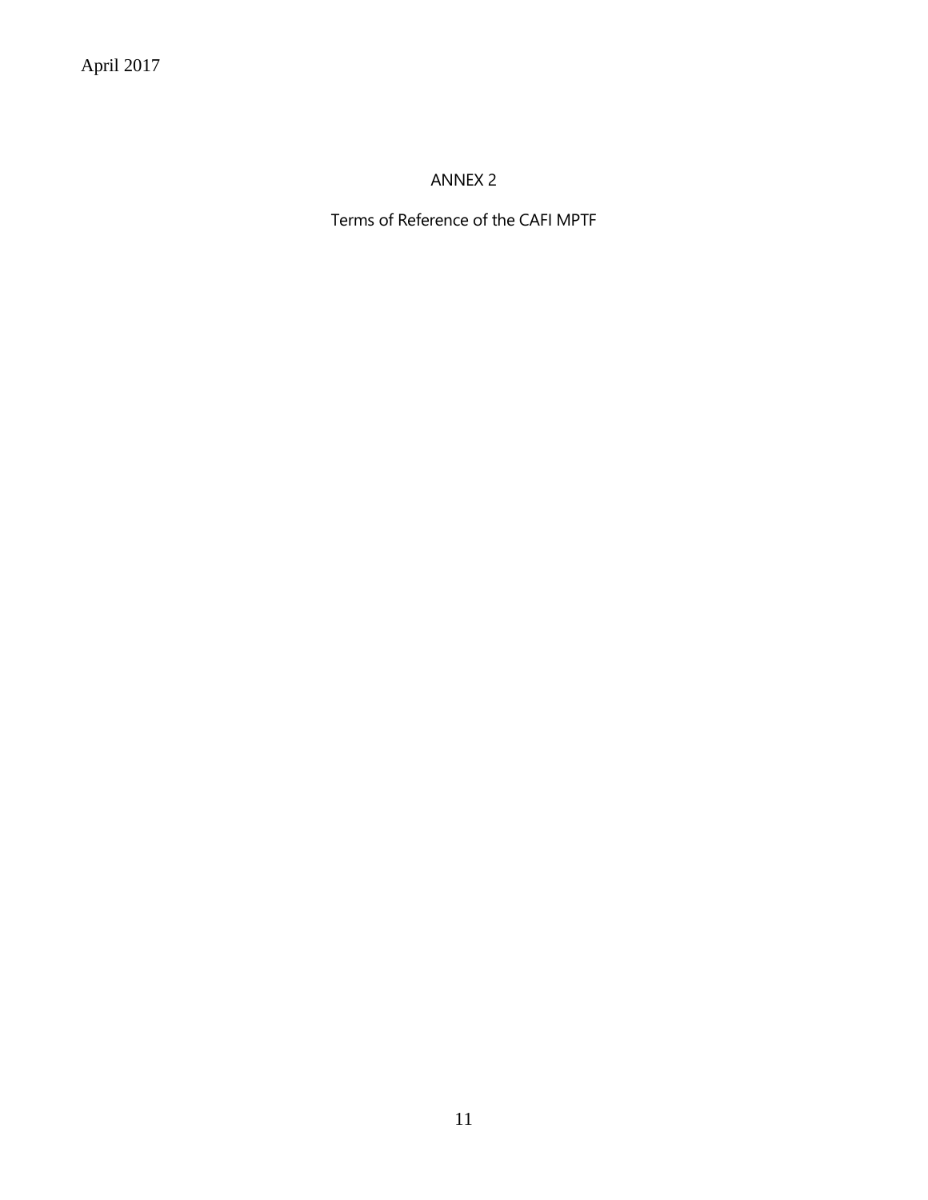ANNEX 2

Terms of Reference of the CAFI MPTF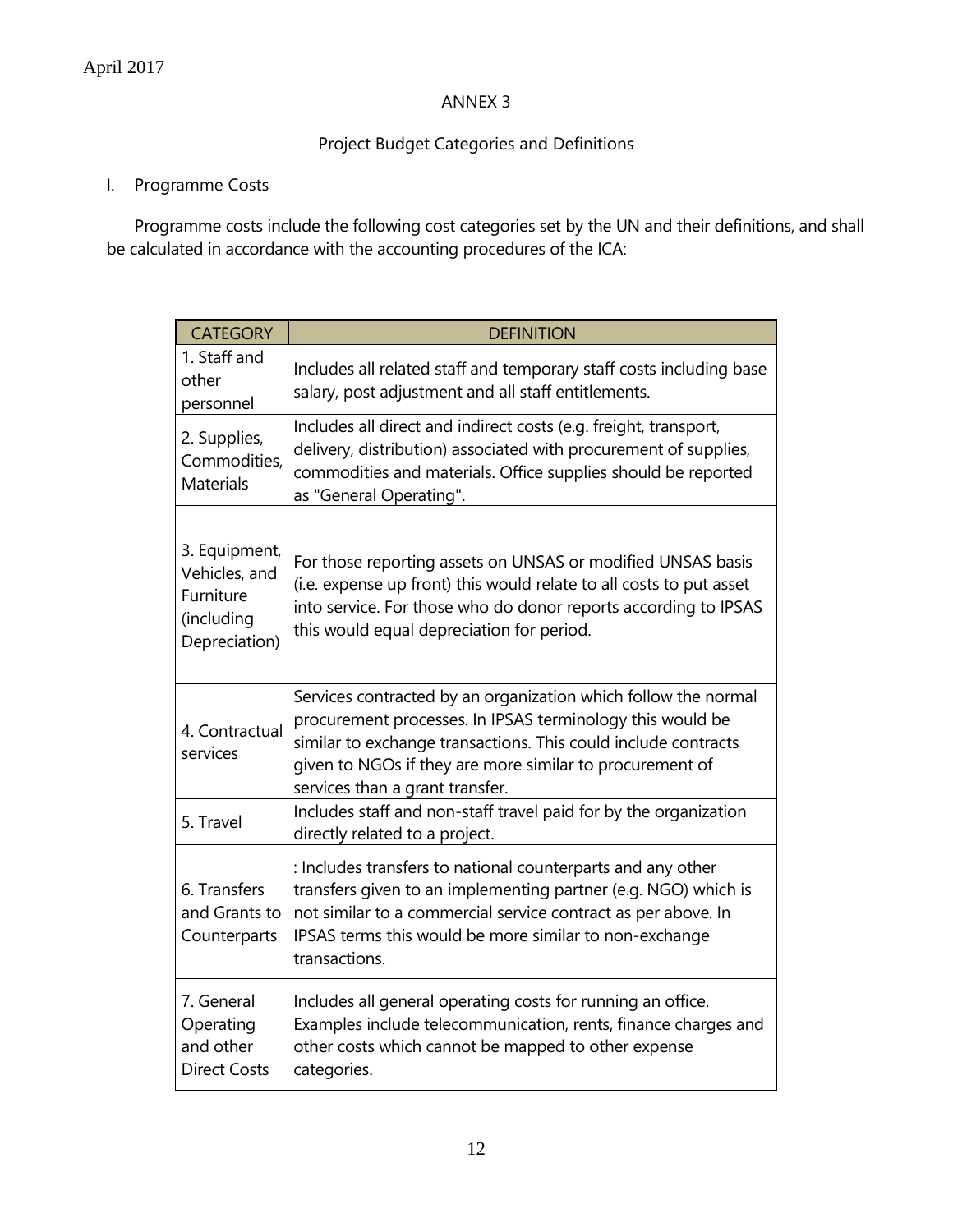April 2017

ANNEX 3

Project Budget Categories and Definitions

I. Programme Costs

Programme costs include the following cost categories set by the UN and their definitions, and shall be calculated in accordance with the accounting procedures of the ICA:

| CATEGORY | DEFINITION |
|---|---|
| 1. Staff and other personnel | Includes all related staff and temporary staff costs including base salary, post adjustment and all staff entitlements. |
| 2. Supplies, Commodities, Materials | Includes all direct and indirect costs (e.g. freight, transport, delivery, distribution) associated with procurement of supplies, commodities and materials. Office supplies should be reported as "General Operating". |
| 3. Equipment, Vehicles, and Furniture (including Depreciation) | For those reporting assets on UNSAS or modified UNSAS basis (i.e. expense up front) this would relate to all costs to put asset into service. For those who do donor reports according to IPSAS this would equal depreciation for period. |
| 4. Contractual services | Services contracted by an organization which follow the normal procurement processes. In IPSAS terminology this would be similar to exchange transactions. This could include contracts given to NGOs if they are more similar to procurement of services than a grant transfer. |
| 5. Travel | Includes staff and non-staff travel paid for by the organization directly related to a project. |
| 6. Transfers and Grants to Counterparts | : Includes transfers to national counterparts and any other transfers given to an implementing partner (e.g. NGO) which is not similar to a commercial service contract as per above. In IPSAS terms this would be more similar to non-exchange transactions. |
| 7. General Operating and other Direct Costs | Includes all general operating costs for running an office. Examples include telecommunication, rents, finance charges and other costs which cannot be mapped to other expense categories. |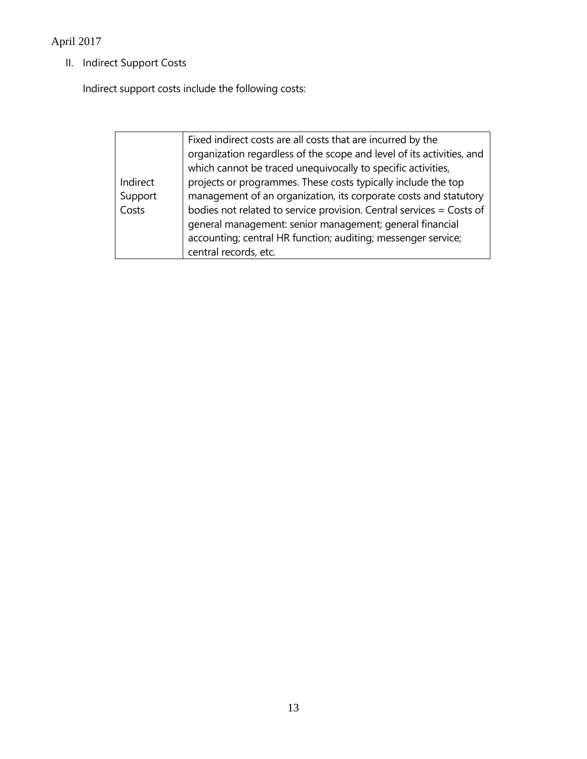II. Indirect Support Costs

Indirect support costs include the following costs:

| | |
|---|---|
| Indirect Support Costs | Fixed indirect costs are all costs that are incurred by the organization regardless of the scope and level of its activities, and which cannot be traced unequivocally to specific activities, projects or programmes. These costs typically include the top management of an organization, its corporate costs and statutory bodies not related to service provision. Central services = Costs of general management: senior management; general financial accounting; central HR function; auditing; messenger service; central records, etc. |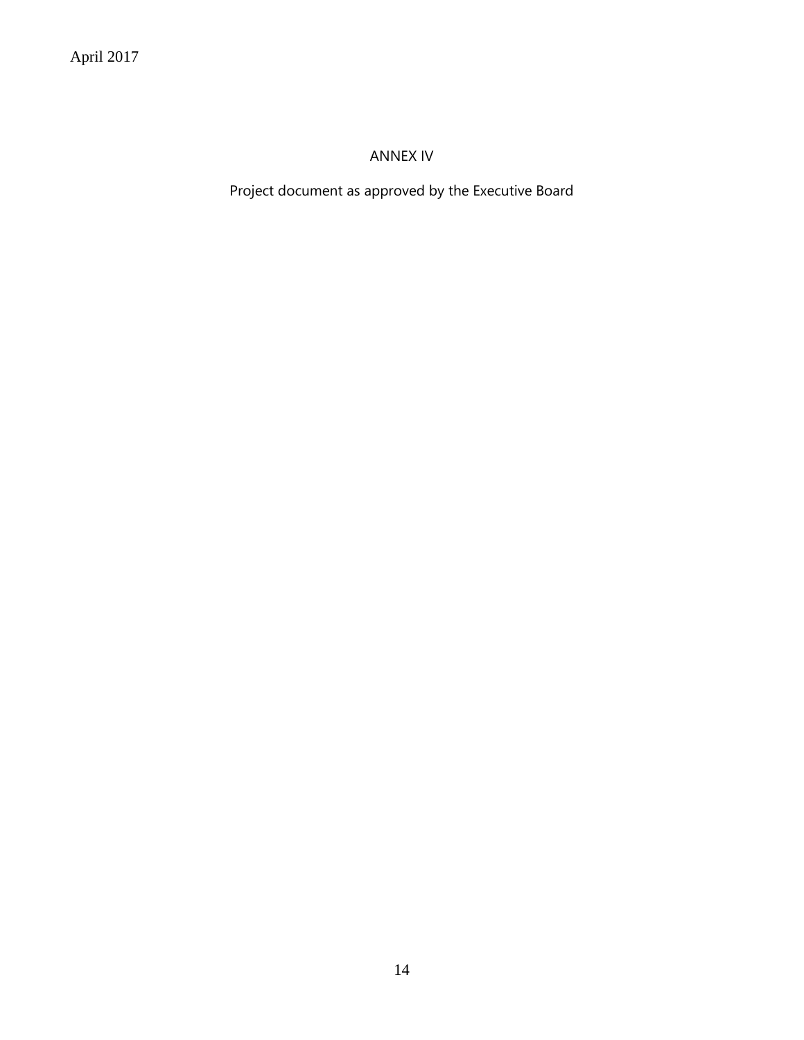April 2017

# ANNEX IV

Project document as approved by the Executive Board